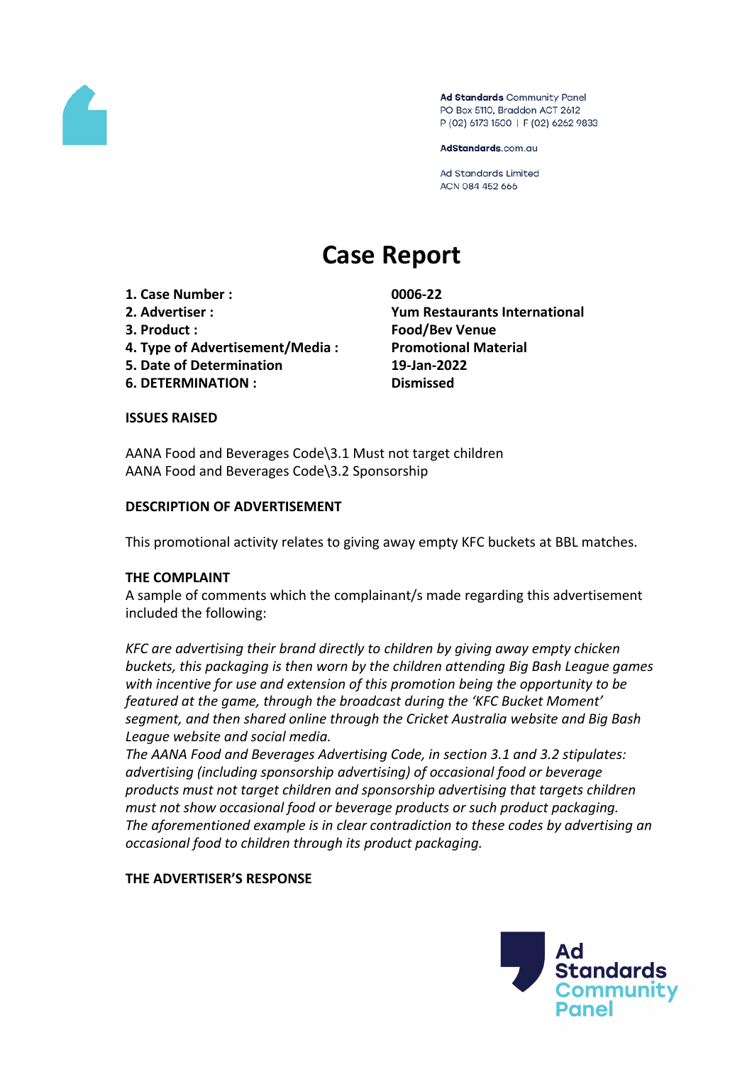Ad Standards Community Panel
PO Box 5110, Braddon ACT 2612
P (02) 6173 1500 | F (02) 6262 9833

AdStandards.com.au

Ad Standards Limited
ACN 084 452 666

# Case Report

| | |
|---|---|
| **1. Case Number :** | **0006-22** |
| **2. Advertiser :** | **Yum Restaurants International** |
| **3. Product :** | **Food/Bev Venue** |
| **4. Type of Advertisement/Media :** | **Promotional Material** |
| **5. Date of Determination** | **19-Jan-2022** |
| **6. DETERMINATION :** | **Dismissed** |

**ISSUES RAISED**

AANA Food and Beverages Code\3.1 Must not target children
AANA Food and Beverages Code\3.2 Sponsorship

**DESCRIPTION OF ADVERTISEMENT**

This promotional activity relates to giving away empty KFC buckets at BBL matches.

**THE COMPLAINT**

A sample of comments which the complainant/s made regarding this advertisement included the following:

*KFC are advertising their brand directly to children by giving away empty chicken buckets, this packaging is then worn by the children attending Big Bash League games with incentive for use and extension of this promotion being the opportunity to be featured at the game, through the broadcast during the 'KFC Bucket Moment' segment, and then shared online through the Cricket Australia website and Big Bash League website and social media.*
*The AANA Food and Beverages Advertising Code, in section 3.1 and 3.2 stipulates: advertising (including sponsorship advertising) of occasional food or beverage products must not target children and sponsorship advertising that targets children must not show occasional food or beverage products or such product packaging.*
*The aforementioned example is in clear contradiction to these codes by advertising an occasional food to children through its product packaging.*

**THE ADVERTISER'S RESPONSE**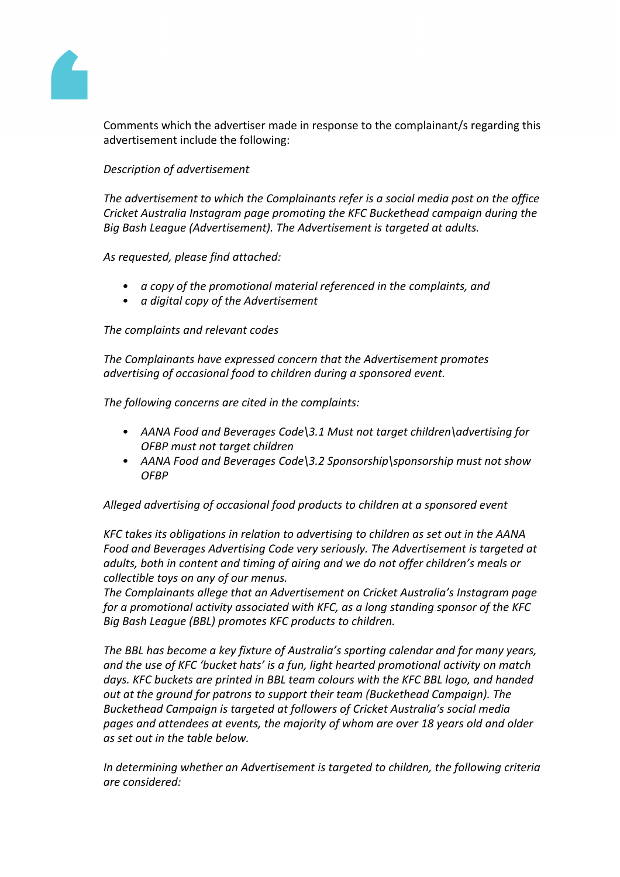Comments which the advertiser made in response to the complainant/s regarding this advertisement include the following:

*Description of advertisement*

*The advertisement to which the Complainants refer is a social media post on the office Cricket Australia Instagram page promoting the KFC Buckethead campaign during the Big Bash League (Advertisement). The Advertisement is targeted at adults.*

*As requested, please find attached:*

- *a copy of the promotional material referenced in the complaints, and*
- *a digital copy of the Advertisement*

*The complaints and relevant codes*

*The Complainants have expressed concern that the Advertisement promotes advertising of occasional food to children during a sponsored event.*

*The following concerns are cited in the complaints:*

- *AANA Food and Beverages Code\3.1 Must not target children\advertising for OFBP must not target children*
- *AANA Food and Beverages Code\3.2 Sponsorship\sponsorship must not show OFBP*

*Alleged advertising of occasional food products to children at a sponsored event*

*KFC takes its obligations in relation to advertising to children as set out in the AANA Food and Beverages Advertising Code very seriously. The Advertisement is targeted at adults, both in content and timing of airing and we do not offer children's meals or collectible toys on any of our menus.*
*The Complainants allege that an Advertisement on Cricket Australia's Instagram page for a promotional activity associated with KFC, as a long standing sponsor of the KFC Big Bash League (BBL) promotes KFC products to children.*

*The BBL has become a key fixture of Australia's sporting calendar and for many years, and the use of KFC 'bucket hats' is a fun, light hearted promotional activity on match days. KFC buckets are printed in BBL team colours with the KFC BBL logo, and handed out at the ground for patrons to support their team (Buckethead Campaign). The Buckethead Campaign is targeted at followers of Cricket Australia's social media pages and attendees at events, the majority of whom are over 18 years old and older as set out in the table below.*

*In determining whether an Advertisement is targeted to children, the following criteria are considered:*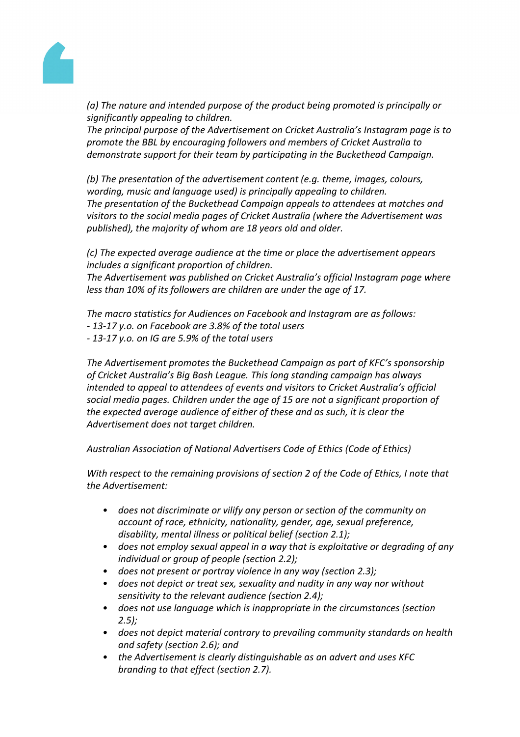*(a) The nature and intended purpose of the product being promoted is principally or significantly appealing to children.*
*The principal purpose of the Advertisement on Cricket Australia's Instagram page is to promote the BBL by encouraging followers and members of Cricket Australia to demonstrate support for their team by participating in the Buckethead Campaign.*

*(b) The presentation of the advertisement content (e.g. theme, images, colours, wording, music and language used) is principally appealing to children.*
*The presentation of the Buckethead Campaign appeals to attendees at matches and visitors to the social media pages of Cricket Australia (where the Advertisement was published), the majority of whom are 18 years old and older.*

*(c) The expected average audience at the time or place the advertisement appears includes a significant proportion of children.*
*The Advertisement was published on Cricket Australia's official Instagram page where less than 10% of its followers are children are under the age of 17.*

*The macro statistics for Audiences on Facebook and Instagram are as follows:*
*- 13-17 y.o. on Facebook are 3.8% of the total users*
*- 13-17 y.o. on IG are 5.9% of the total users*

*The Advertisement promotes the Buckethead Campaign as part of KFC's sponsorship of Cricket Australia's Big Bash League. This long standing campaign has always intended to appeal to attendees of events and visitors to Cricket Australia's official social media pages. Children under the age of 15 are not a significant proportion of the expected average audience of either of these and as such, it is clear the Advertisement does not target children.*

*Australian Association of National Advertisers Code of Ethics (Code of Ethics)*

*With respect to the remaining provisions of section 2 of the Code of Ethics, I note that the Advertisement:*

- *does not discriminate or vilify any person or section of the community on account of race, ethnicity, nationality, gender, age, sexual preference, disability, mental illness or political belief (section 2.1);*
- *does not employ sexual appeal in a way that is exploitative or degrading of any individual or group of people (section 2.2);*
- *does not present or portray violence in any way (section 2.3);*
- *does not depict or treat sex, sexuality and nudity in any way nor without sensitivity to the relevant audience (section 2.4);*
- *does not use language which is inappropriate in the circumstances (section 2.5);*
- *does not depict material contrary to prevailing community standards on health and safety (section 2.6); and*
- *the Advertisement is clearly distinguishable as an advert and uses KFC branding to that effect (section 2.7).*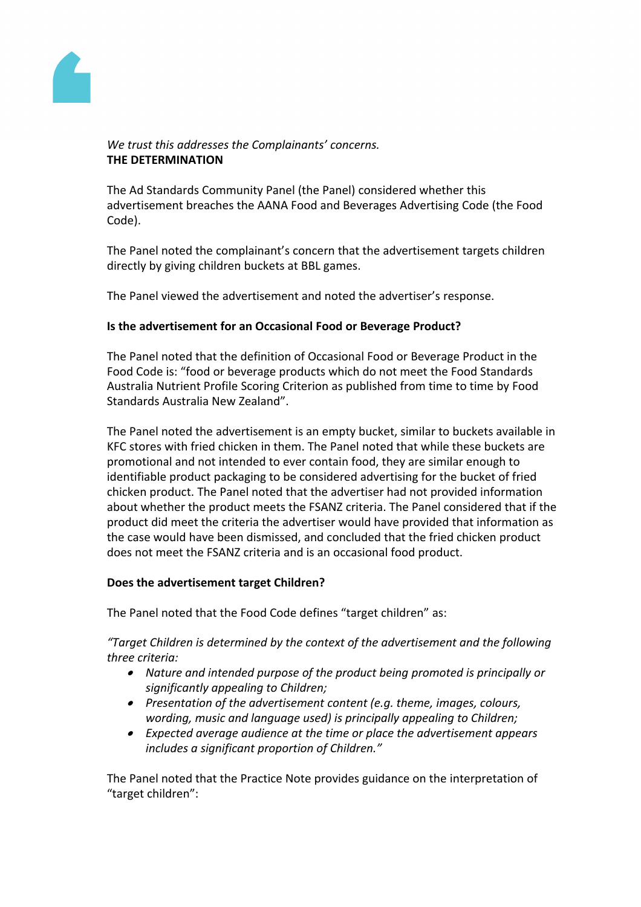*We trust this addresses the Complainants' concerns.*

**THE DETERMINATION**

The Ad Standards Community Panel (the Panel) considered whether this advertisement breaches the AANA Food and Beverages Advertising Code (the Food Code).

The Panel noted the complainant's concern that the advertisement targets children directly by giving children buckets at BBL games.

The Panel viewed the advertisement and noted the advertiser's response.

**Is the advertisement for an Occasional Food or Beverage Product?**

The Panel noted that the definition of Occasional Food or Beverage Product in the Food Code is: "food or beverage products which do not meet the Food Standards Australia Nutrient Profile Scoring Criterion as published from time to time by Food Standards Australia New Zealand".

The Panel noted the advertisement is an empty bucket, similar to buckets available in KFC stores with fried chicken in them. The Panel noted that while these buckets are promotional and not intended to ever contain food, they are similar enough to identifiable product packaging to be considered advertising for the bucket of fried chicken product. The Panel noted that the advertiser had not provided information about whether the product meets the FSANZ criteria. The Panel considered that if the product did meet the criteria the advertiser would have provided that information as the case would have been dismissed, and concluded that the fried chicken product does not meet the FSANZ criteria and is an occasional food product.

**Does the advertisement target Children?**

The Panel noted that the Food Code defines "target children" as:

*"Target Children is determined by the context of the advertisement and the following three criteria:*

- *Nature and intended purpose of the product being promoted is principally or significantly appealing to Children;*
- *Presentation of the advertisement content (e.g. theme, images, colours, wording, music and language used) is principally appealing to Children;*
- *Expected average audience at the time or place the advertisement appears includes a significant proportion of Children."*

The Panel noted that the Practice Note provides guidance on the interpretation of "target children":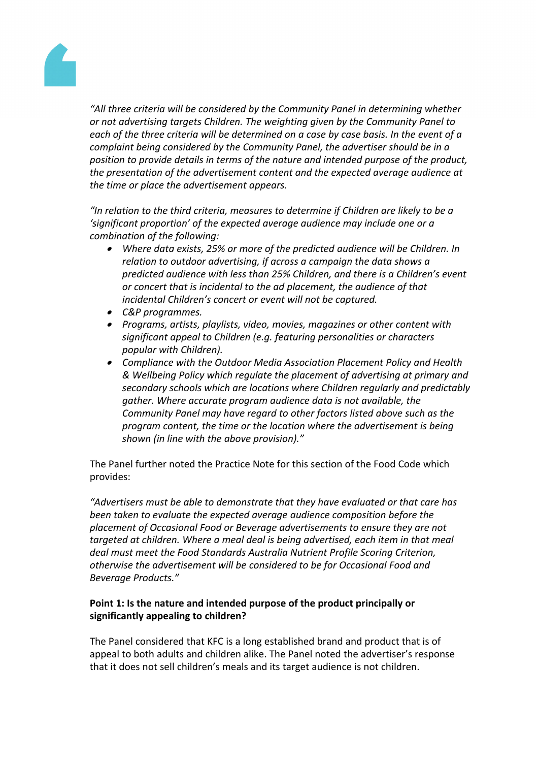*"All three criteria will be considered by the Community Panel in determining whether or not advertising targets Children. The weighting given by the Community Panel to each of the three criteria will be determined on a case by case basis. In the event of a complaint being considered by the Community Panel, the advertiser should be in a position to provide details in terms of the nature and intended purpose of the product, the presentation of the advertisement content and the expected average audience at the time or place the advertisement appears.*

*"In relation to the third criteria, measures to determine if Children are likely to be a 'significant proportion' of the expected average audience may include one or a combination of the following:*

- *Where data exists, 25% or more of the predicted audience will be Children. In relation to outdoor advertising, if across a campaign the data shows a predicted audience with less than 25% Children, and there is a Children's event or concert that is incidental to the ad placement, the audience of that incidental Children's concert or event will not be captured.*
- *C&P programmes.*
- *Programs, artists, playlists, video, movies, magazines or other content with significant appeal to Children (e.g. featuring personalities or characters popular with Children).*
- *Compliance with the Outdoor Media Association Placement Policy and Health & Wellbeing Policy which regulate the placement of advertising at primary and secondary schools which are locations where Children regularly and predictably gather. Where accurate program audience data is not available, the Community Panel may have regard to other factors listed above such as the program content, the time or the location where the advertisement is being shown (in line with the above provision)."*

The Panel further noted the Practice Note for this section of the Food Code which provides:

*"Advertisers must be able to demonstrate that they have evaluated or that care has been taken to evaluate the expected average audience composition before the placement of Occasional Food or Beverage advertisements to ensure they are not targeted at children. Where a meal deal is being advertised, each item in that meal deal must meet the Food Standards Australia Nutrient Profile Scoring Criterion, otherwise the advertisement will be considered to be for Occasional Food and Beverage Products."*

**Point 1: Is the nature and intended purpose of the product principally or significantly appealing to children?**

The Panel considered that KFC is a long established brand and product that is of appeal to both adults and children alike. The Panel noted the advertiser's response that it does not sell children's meals and its target audience is not children.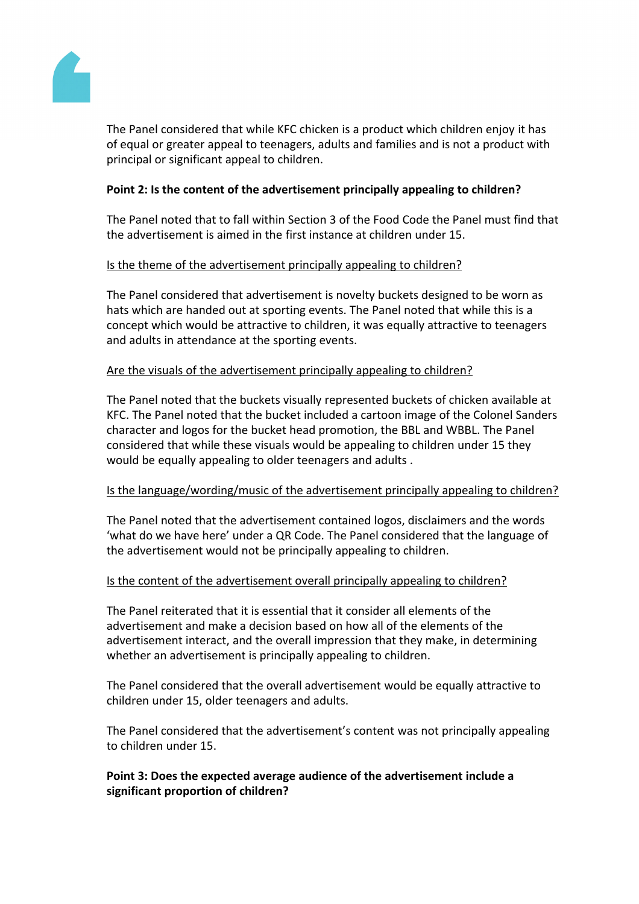The Panel considered that while KFC chicken is a product which children enjoy it has of equal or greater appeal to teenagers, adults and families and is not a product with principal or significant appeal to children.

**Point 2: Is the content of the advertisement principally appealing to children?**

The Panel noted that to fall within Section 3 of the Food Code the Panel must find that the advertisement is aimed in the first instance at children under 15.

<u>Is the theme of the advertisement principally appealing to children?</u>

The Panel considered that advertisement is novelty buckets designed to be worn as hats which are handed out at sporting events. The Panel noted that while this is a concept which would be attractive to children, it was equally attractive to teenagers and adults in attendance at the sporting events.

<u>Are the visuals of the advertisement principally appealing to children?</u>

The Panel noted that the buckets visually represented buckets of chicken available at KFC. The Panel noted that the bucket included a cartoon image of the Colonel Sanders character and logos for the bucket head promotion, the BBL and WBBL. The Panel considered that while these visuals would be appealing to children under 15 they would be equally appealing to older teenagers and adults .

<u>Is the language/wording/music of the advertisement principally appealing to children?</u>

The Panel noted that the advertisement contained logos, disclaimers and the words 'what do we have here' under a QR Code. The Panel considered that the language of the advertisement would not be principally appealing to children.

<u>Is the content of the advertisement overall principally appealing to children?</u>

The Panel reiterated that it is essential that it consider all elements of the advertisement and make a decision based on how all of the elements of the advertisement interact, and the overall impression that they make, in determining whether an advertisement is principally appealing to children.

The Panel considered that the overall advertisement would be equally attractive to children under 15, older teenagers and adults.

The Panel considered that the advertisement's content was not principally appealing to children under 15.

**Point 3: Does the expected average audience of the advertisement include a significant proportion of children?**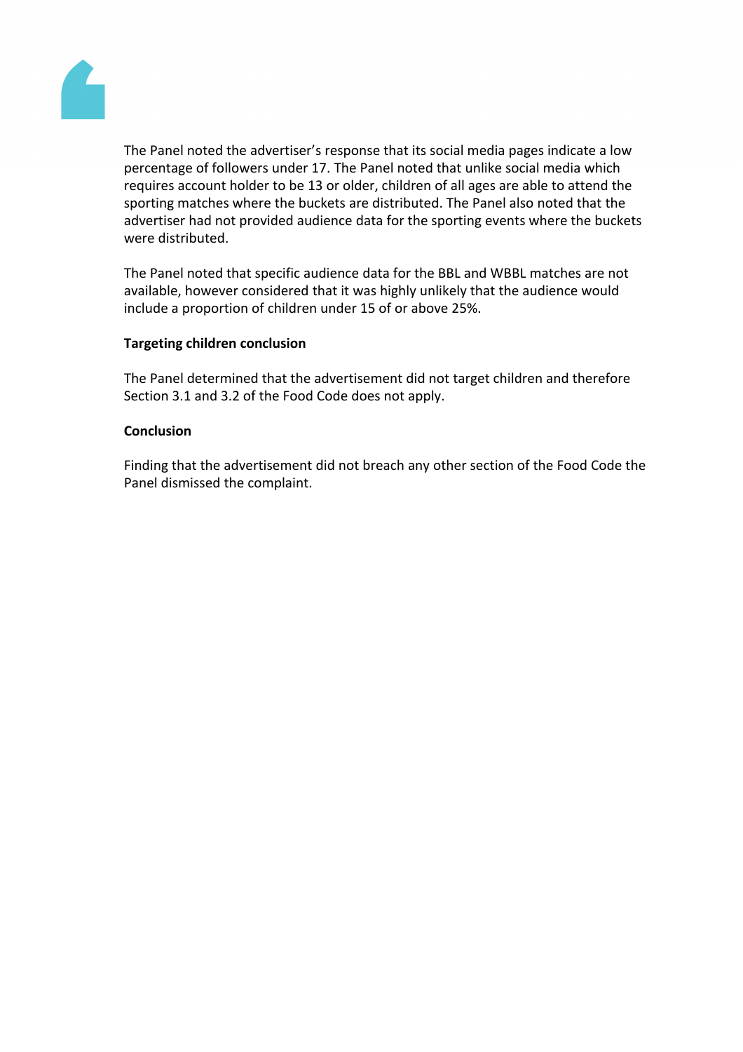The Panel noted the advertiser's response that its social media pages indicate a low percentage of followers under 17. The Panel noted that unlike social media which requires account holder to be 13 or older, children of all ages are able to attend the sporting matches where the buckets are distributed. The Panel also noted that the advertiser had not provided audience data for the sporting events where the buckets were distributed.

The Panel noted that specific audience data for the BBL and WBBL matches are not available, however considered that it was highly unlikely that the audience would include a proportion of children under 15 of or above 25%.

**Targeting children conclusion**

The Panel determined that the advertisement did not target children and therefore Section 3.1 and 3.2 of the Food Code does not apply.

**Conclusion**

Finding that the advertisement did not breach any other section of the Food Code the Panel dismissed the complaint.